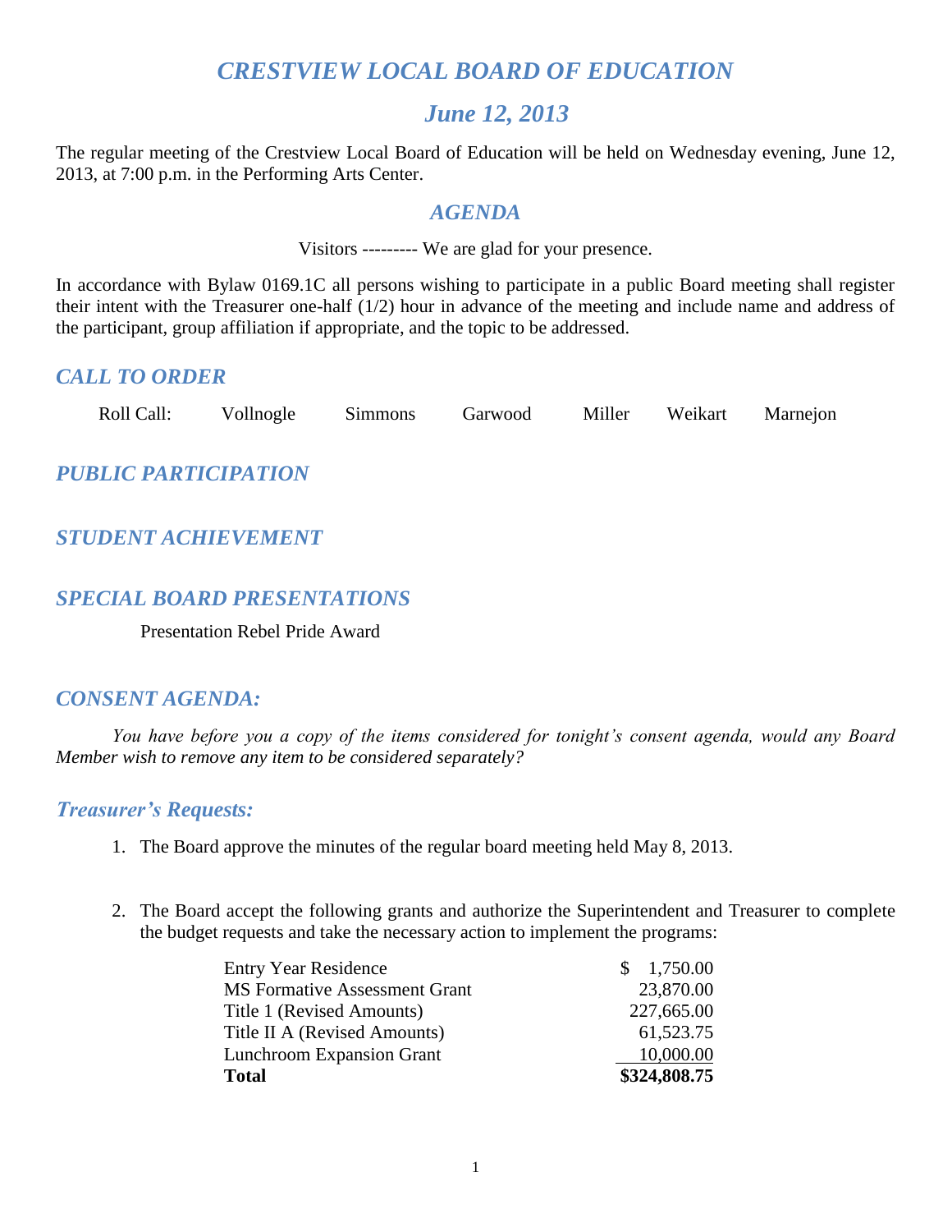# *CRESTVIEW LOCAL BOARD OF EDUCATION*

## *June 12, 2013*

The regular meeting of the Crestview Local Board of Education will be held on Wednesday evening, June 12, 2013, at 7:00 p.m. in the Performing Arts Center.

## *AGENDA*

Visitors --------- We are glad for your presence.

In accordance with Bylaw 0169.1C all persons wishing to participate in a public Board meeting shall register their intent with the Treasurer one-half (1/2) hour in advance of the meeting and include name and address of the participant, group affiliation if appropriate, and the topic to be addressed.

### *CALL TO ORDER*

Roll Call: Vollnogle Simmons Garwood Miller Weikart Marnejon

### *PUBLIC PARTICIPATION*

### *STUDENT ACHIEVEMENT*

### *SPECIAL BOARD PRESENTATIONS*

Presentation Rebel Pride Award

### *CONSENT AGENDA:*

*You have before you a copy of the items considered for tonight's consent agenda, would any Board Member wish to remove any item to be considered separately?*

### *Treasurer's Requests:*

1. The Board approve the minutes of the regular board meeting held May 8, 2013.

2. The Board accept the following grants and authorize the Superintendent and Treasurer to complete the budget requests and take the necessary action to implement the programs:

| | |
|---|---|
| Entry Year Residence | $ 1,750.00 |
| MS Formative Assessment Grant | 23,870.00 |
| Title 1 (Revised Amounts) | 227,665.00 |
| Title II A (Revised Amounts) | 61,523.75 |
| Lunchroom Expansion Grant | 10,000.00 |
| **Total** | **$324,808.75** |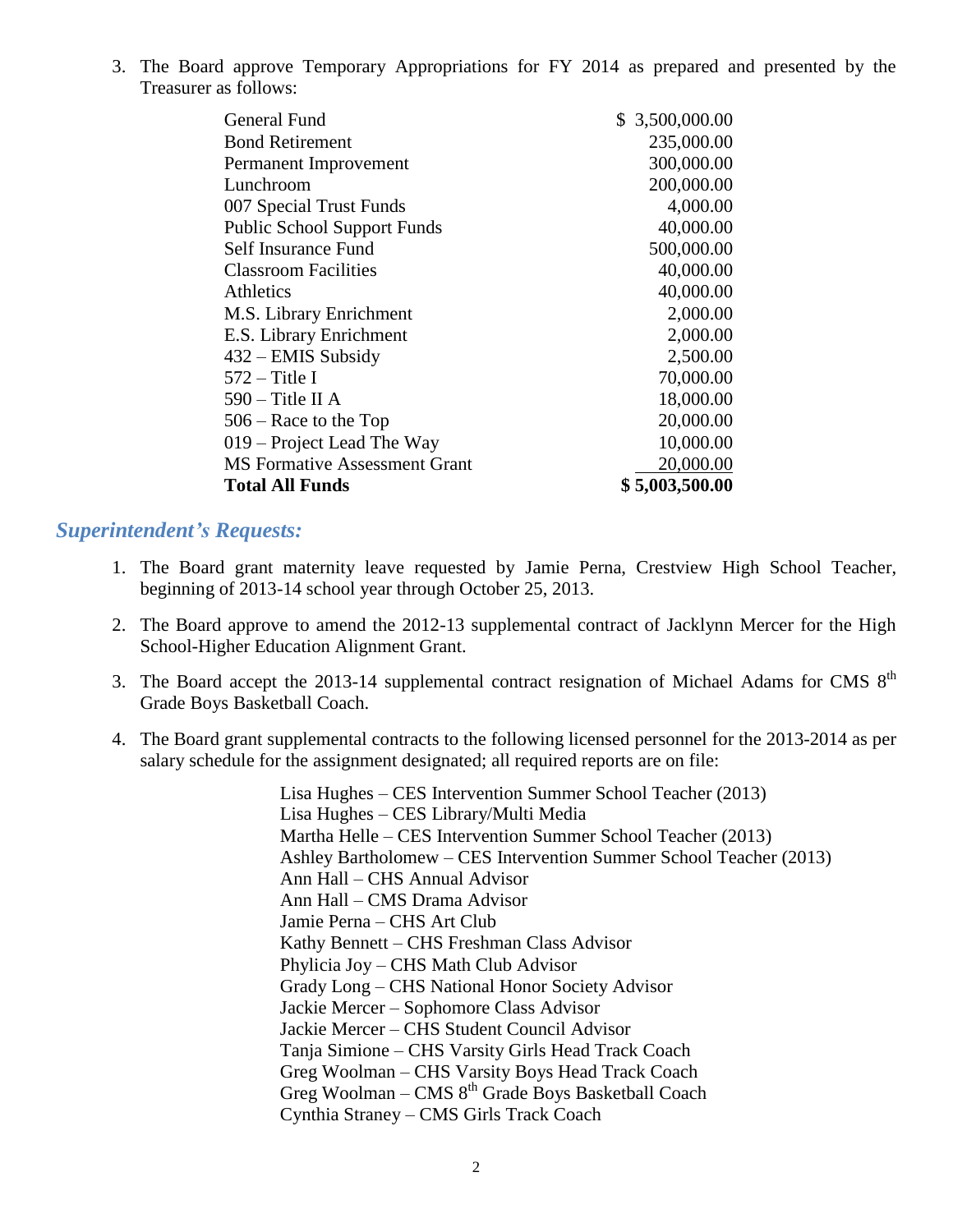3. The Board approve Temporary Appropriations for FY 2014 as prepared and presented by the Treasurer as follows:

| | |
|---|---|
| General Fund | $ 3,500,000.00 |
| Bond Retirement | 235,000.00 |
| Permanent Improvement | 300,000.00 |
| Lunchroom | 200,000.00 |
| 007 Special Trust Funds | 4,000.00 |
| Public School Support Funds | 40,000.00 |
| Self Insurance Fund | 500,000.00 |
| Classroom Facilities | 40,000.00 |
| Athletics | 40,000.00 |
| M.S. Library Enrichment | 2,000.00 |
| E.S. Library Enrichment | 2,000.00 |
| 432 – EMIS Subsidy | 2,500.00 |
| 572 – Title I | 70,000.00 |
| 590 – Title II A | 18,000.00 |
| 506 – Race to the Top | 20,000.00 |
| 019 – Project Lead The Way | 10,000.00 |
| MS Formative Assessment Grant | 20,000.00 |
| **Total All Funds** | **$ 5,003,500.00** |

## *Superintendent's Requests:*

1. The Board grant maternity leave requested by Jamie Perna, Crestview High School Teacher, beginning of 2013-14 school year through October 25, 2013.

2. The Board approve to amend the 2012-13 supplemental contract of Jacklynn Mercer for the High School-Higher Education Alignment Grant.

3. The Board accept the 2013-14 supplemental contract resignation of Michael Adams for CMS 8th Grade Boys Basketball Coach.

4. The Board grant supplemental contracts to the following licensed personnel for the 2013-2014 as per salary schedule for the assignment designated; all required reports are on file:

   Lisa Hughes – CES Intervention Summer School Teacher (2013)
   Lisa Hughes – CES Library/Multi Media
   Martha Helle – CES Intervention Summer School Teacher (2013)
   Ashley Bartholomew – CES Intervention Summer School Teacher (2013)
   Ann Hall – CHS Annual Advisor
   Ann Hall – CMS Drama Advisor
   Jamie Perna – CHS Art Club
   Kathy Bennett – CHS Freshman Class Advisor
   Phylicia Joy – CHS Math Club Advisor
   Grady Long – CHS National Honor Society Advisor
   Jackie Mercer – Sophomore Class Advisor
   Jackie Mercer – CHS Student Council Advisor
   Tanja Simione – CHS Varsity Girls Head Track Coach
   Greg Woolman – CHS Varsity Boys Head Track Coach
   Greg Woolman – CMS 8th Grade Boys Basketball Coach
   Cynthia Straney – CMS Girls Track Coach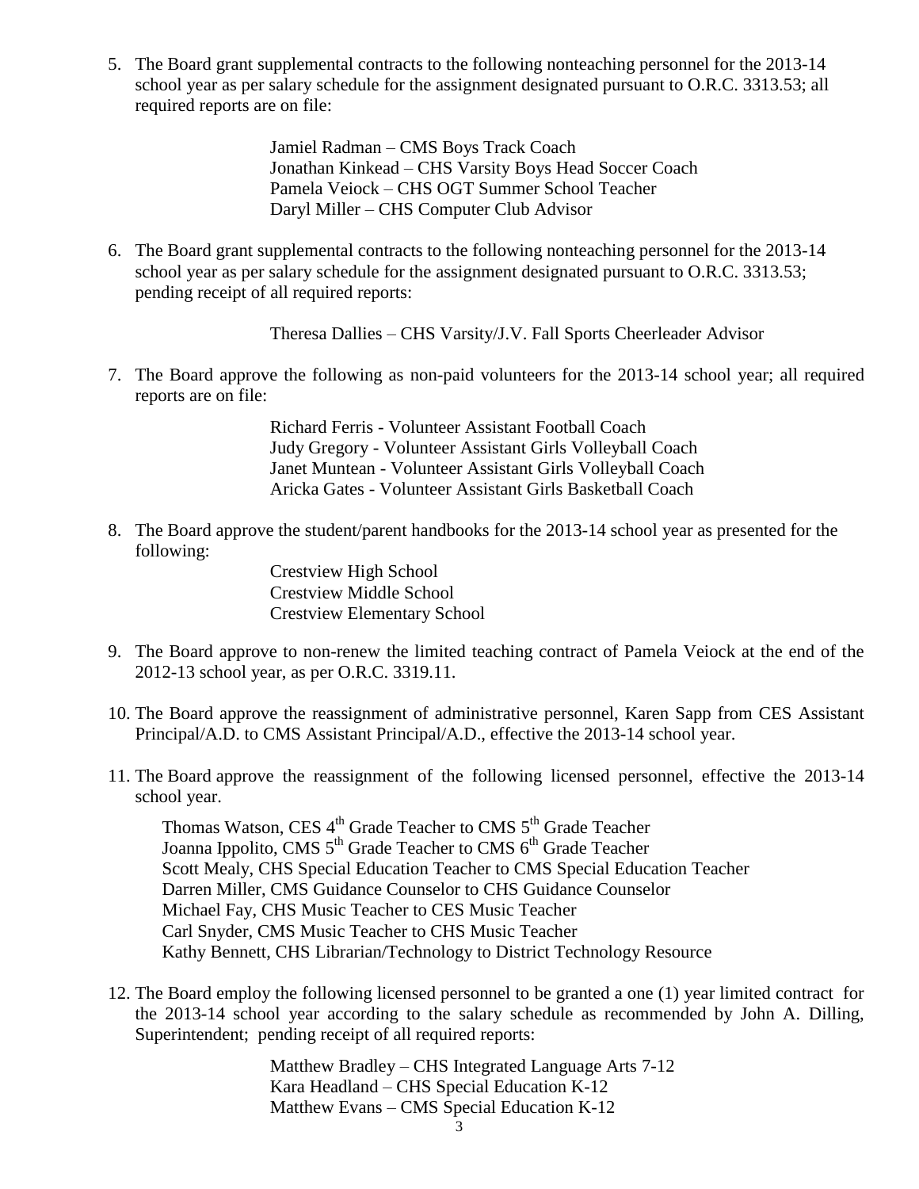5. The Board grant supplemental contracts to the following nonteaching personnel for the 2013-14 school year as per salary schedule for the assignment designated pursuant to O.R.C. 3313.53; all required reports are on file:

   Jamiel Radman – CMS Boys Track Coach
   Jonathan Kinkead – CHS Varsity Boys Head Soccer Coach
   Pamela Veiock – CHS OGT Summer School Teacher
   Daryl Miller – CHS Computer Club Advisor

6. The Board grant supplemental contracts to the following nonteaching personnel for the 2013-14 school year as per salary schedule for the assignment designated pursuant to O.R.C. 3313.53; pending receipt of all required reports:

   Theresa Dallies – CHS Varsity/J.V. Fall Sports Cheerleader Advisor

7. The Board approve the following as non-paid volunteers for the 2013-14 school year; all required reports are on file:

   Richard Ferris - Volunteer Assistant Football Coach
   Judy Gregory - Volunteer Assistant Girls Volleyball Coach
   Janet Muntean - Volunteer Assistant Girls Volleyball Coach
   Aricka Gates - Volunteer Assistant Girls Basketball Coach

8. The Board approve the student/parent handbooks for the 2013-14 school year as presented for the following:

   Crestview High School
   Crestview Middle School
   Crestview Elementary School

9. The Board approve to non-renew the limited teaching contract of Pamela Veiock at the end of the 2012-13 school year, as per O.R.C. 3319.11.

10. The Board approve the reassignment of administrative personnel, Karen Sapp from CES Assistant Principal/A.D. to CMS Assistant Principal/A.D., effective the 2013-14 school year.

11. The Board approve the reassignment of the following licensed personnel, effective the 2013-14 school year.

    Thomas Watson, CES 4th Grade Teacher to CMS 5th Grade Teacher
    Joanna Ippolito, CMS 5th Grade Teacher to CMS 6th Grade Teacher
    Scott Mealy, CHS Special Education Teacher to CMS Special Education Teacher
    Darren Miller, CMS Guidance Counselor to CHS Guidance Counselor
    Michael Fay, CHS Music Teacher to CES Music Teacher
    Carl Snyder, CMS Music Teacher to CHS Music Teacher
    Kathy Bennett, CHS Librarian/Technology to District Technology Resource

12. The Board employ the following licensed personnel to be granted a one (1) year limited contract for the 2013-14 school year according to the salary schedule as recommended by John A. Dilling, Superintendent; pending receipt of all required reports:

    Matthew Bradley – CHS Integrated Language Arts 7-12
    Kara Headland – CHS Special Education K-12
    Matthew Evans – CMS Special Education K-12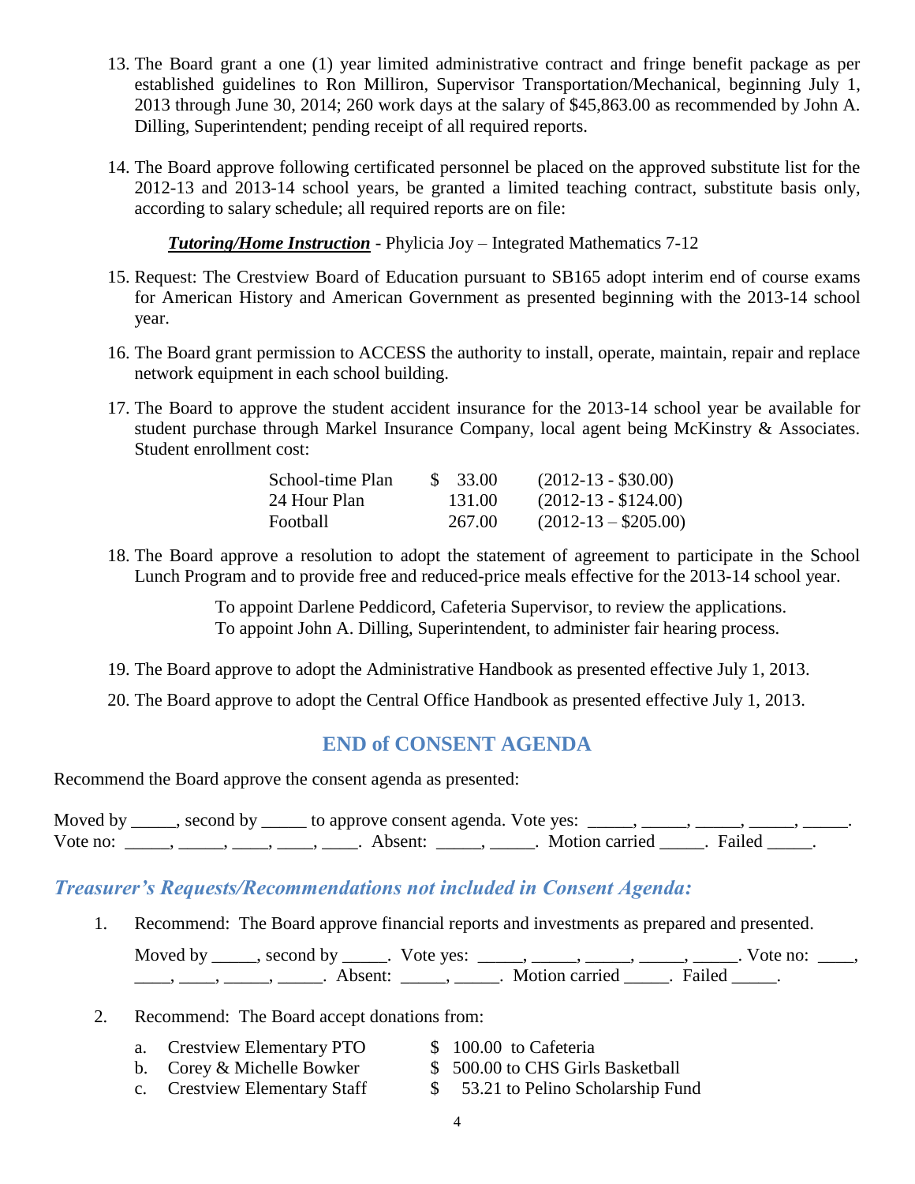13. The Board grant a one (1) year limited administrative contract and fringe benefit package as per established guidelines to Ron Milliron, Supervisor Transportation/Mechanical, beginning July 1, 2013 through June 30, 2014; 260 work days at the salary of $45,863.00 as recommended by John A. Dilling, Superintendent; pending receipt of all required reports.

14. The Board approve following certificated personnel be placed on the approved substitute list for the 2012-13 and 2013-14 school years, be granted a limited teaching contract, substitute basis only, according to salary schedule; all required reports are on file:

    ***Tutoring/Home Instruction*** - Phylicia Joy – Integrated Mathematics 7-12

15. Request: The Crestview Board of Education pursuant to SB165 adopt interim end of course exams for American History and American Government as presented beginning with the 2013-14 school year.

16. The Board grant permission to ACCESS the authority to install, operate, maintain, repair and replace network equipment in each school building.

17. The Board to approve the student accident insurance for the 2013-14 school year be available for student purchase through Markel Insurance Company, local agent being McKinstry & Associates. Student enrollment cost:

| | | |
|---|---|---|
| School-time Plan | $ 33.00 | (2012-13 - $30.00) |
| 24 Hour Plan | 131.00 | (2012-13 - $124.00) |
| Football | 267.00 | (2012-13 – $205.00) |

18. The Board approve a resolution to adopt the statement of agreement to participate in the School Lunch Program and to provide free and reduced-price meals effective for the 2013-14 school year.

    To appoint Darlene Peddicord, Cafeteria Supervisor, to review the applications.
    To appoint John A. Dilling, Superintendent, to administer fair hearing process.

19. The Board approve to adopt the Administrative Handbook as presented effective July 1, 2013.

20. The Board approve to adopt the Central Office Handbook as presented effective July 1, 2013.

## END of CONSENT AGENDA

Recommend the Board approve the consent agenda as presented:

Moved by _____, second by _____ to approve consent agenda. Vote yes: _____, _____, _____, _____, _____. Vote no: _____, _____, ____, ____, ____. Absent: _____, _____. Motion carried _____. Failed _____.

## *Treasurer's Requests/Recommendations not included in Consent Agenda:*

1. Recommend: The Board approve financial reports and investments as prepared and presented.

   Moved by _____, second by _____. Vote yes: _____, _____, _____, _____, _____. Vote no: ____, ____, ____, _____, _____. Absent: _____, _____. Motion carried _____. Failed _____.

2. Recommend: The Board accept donations from:

   a. Crestview Elementary PTO $ 100.00 to Cafeteria
   b. Corey & Michelle Bowker $ 500.00 to CHS Girls Basketball
   c. Crestview Elementary Staff $ 53.21 to Pelino Scholarship Fund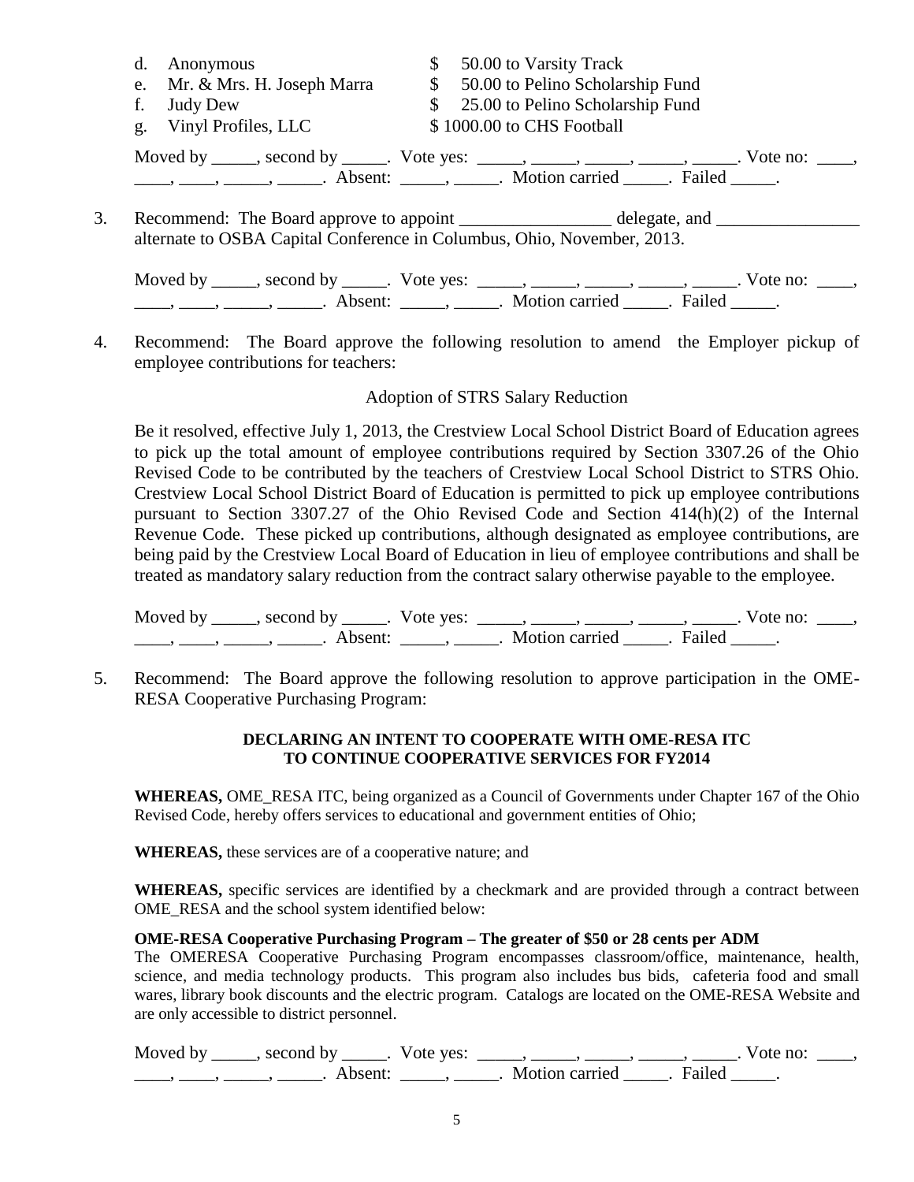d. Anonymous $ 50.00 to Varsity Track
e. Mr. & Mrs. H. Joseph Marra $ 50.00 to Pelino Scholarship Fund
f. Judy Dew $ 25.00 to Pelino Scholarship Fund
g. Vinyl Profiles, LLC $ 1000.00 to CHS Football

Moved by _____, second by _____. Vote yes: _____, _____, _____, _____, _____. Vote no: ____, ____, ____, _____, _____. Absent: _____, _____. Motion carried _____. Failed _____.

3. Recommend: The Board approve to appoint _________________ delegate, and ________________ alternate to OSBA Capital Conference in Columbus, Ohio, November, 2013.

Moved by _____, second by _____. Vote yes: _____, _____, _____, _____, _____. Vote no: ____, ____, ____, _____, _____. Absent: _____, _____. Motion carried _____. Failed _____.

4. Recommend: The Board approve the following resolution to amend the Employer pickup of employee contributions for teachers:

Adoption of STRS Salary Reduction

Be it resolved, effective July 1, 2013, the Crestview Local School District Board of Education agrees to pick up the total amount of employee contributions required by Section 3307.26 of the Ohio Revised Code to be contributed by the teachers of Crestview Local School District to STRS Ohio. Crestview Local School District Board of Education is permitted to pick up employee contributions pursuant to Section 3307.27 of the Ohio Revised Code and Section 414(h)(2) of the Internal Revenue Code. These picked up contributions, although designated as employee contributions, are being paid by the Crestview Local Board of Education in lieu of employee contributions and shall be treated as mandatory salary reduction from the contract salary otherwise payable to the employee.

Moved by _____, second by _____. Vote yes: _____, _____, _____, _____, _____. Vote no: ____, ____, ____, _____, _____. Absent: _____, _____. Motion carried _____. Failed _____.

5. Recommend: The Board approve the following resolution to approve participation in the OME-RESA Cooperative Purchasing Program:

**DECLARING AN INTENT TO COOPERATE WITH OME-RESA ITC TO CONTINUE COOPERATIVE SERVICES FOR FY2014**

**WHEREAS,** OME_RESA ITC, being organized as a Council of Governments under Chapter 167 of the Ohio Revised Code, hereby offers services to educational and government entities of Ohio;

**WHEREAS,** these services are of a cooperative nature; and

**WHEREAS,** specific services are identified by a checkmark and are provided through a contract between OME_RESA and the school system identified below:

**OME-RESA Cooperative Purchasing Program – The greater of $50 or 28 cents per ADM**
The OMERESA Cooperative Purchasing Program encompasses classroom/office, maintenance, health, science, and media technology products. This program also includes bus bids, cafeteria food and small wares, library book discounts and the electric program. Catalogs are located on the OME-RESA Website and are only accessible to district personnel.

Moved by _____, second by _____. Vote yes: _____, _____, _____, _____, _____. Vote no: ____, ____, ____, _____, _____. Absent: _____, _____. Motion carried _____. Failed _____.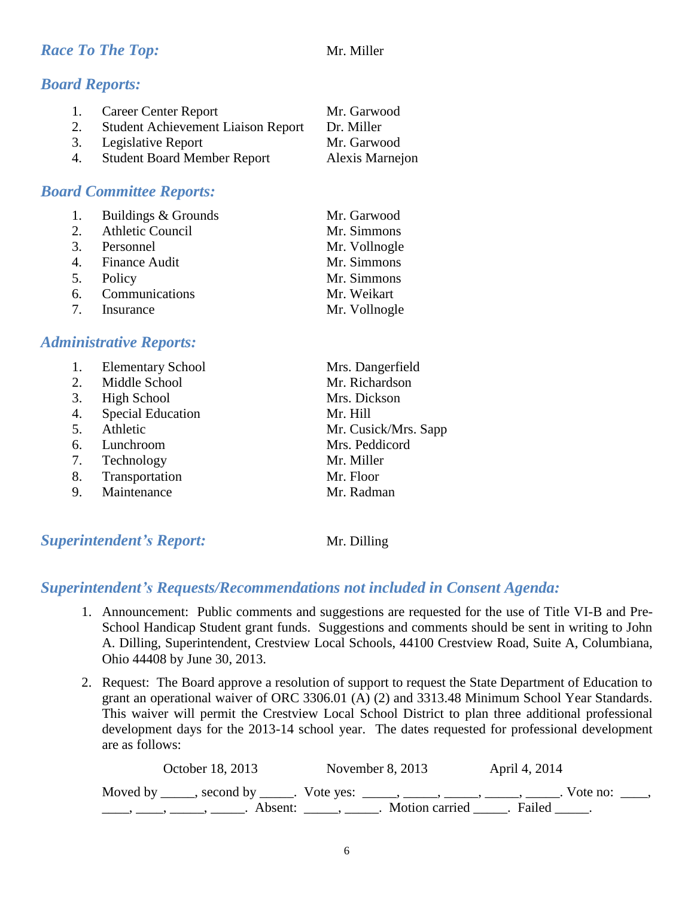### *Race To The Top:* Mr. Miller

### *Board Reports:*

1. Career Center Report — Mr. Garwood
2. Student Achievement Liaison Report — Dr. Miller
3. Legislative Report — Mr. Garwood
4. Student Board Member Report — Alexis Marnejon

### *Board Committee Reports:*

1. Buildings & Grounds — Mr. Garwood
2. Athletic Council — Mr. Simmons
3. Personnel — Mr. Vollnogle
4. Finance Audit — Mr. Simmons
5. Policy — Mr. Simmons
6. Communications — Mr. Weikart
7. Insurance — Mr. Vollnogle

### *Administrative Reports:*

1. Elementary School — Mrs. Dangerfield
2. Middle School — Mr. Richardson
3. High School — Mrs. Dickson
4. Special Education — Mr. Hill
5. Athletic — Mr. Cusick/Mrs. Sapp
6. Lunchroom — Mrs. Peddicord
7. Technology — Mr. Miller
8. Transportation — Mr. Floor
9. Maintenance — Mr. Radman

### *Superintendent's Report:* Mr. Dilling

### *Superintendent's Requests/Recommendations not included in Consent Agenda:*

1. Announcement: Public comments and suggestions are requested for the use of Title VI-B and Pre-School Handicap Student grant funds. Suggestions and comments should be sent in writing to John A. Dilling, Superintendent, Crestview Local Schools, 44100 Crestview Road, Suite A, Columbiana, Ohio 44408 by June 30, 2013.

2. Request: The Board approve a resolution of support to request the State Department of Education to grant an operational waiver of ORC 3306.01 (A) (2) and 3313.48 Minimum School Year Standards. This waiver will permit the Crestview Local School District to plan three additional professional development days for the 2013-14 school year. The dates requested for professional development are as follows:

   October 18, 2013 &nbsp;&nbsp;&nbsp; November 8, 2013 &nbsp;&nbsp;&nbsp; April 4, 2014

   Moved by _____, second by _____. Vote yes: _____, _____, _____, _____, _____. Vote no: ____, ____, ____, _____, _____. Absent: _____, _____. Motion carried _____. Failed _____.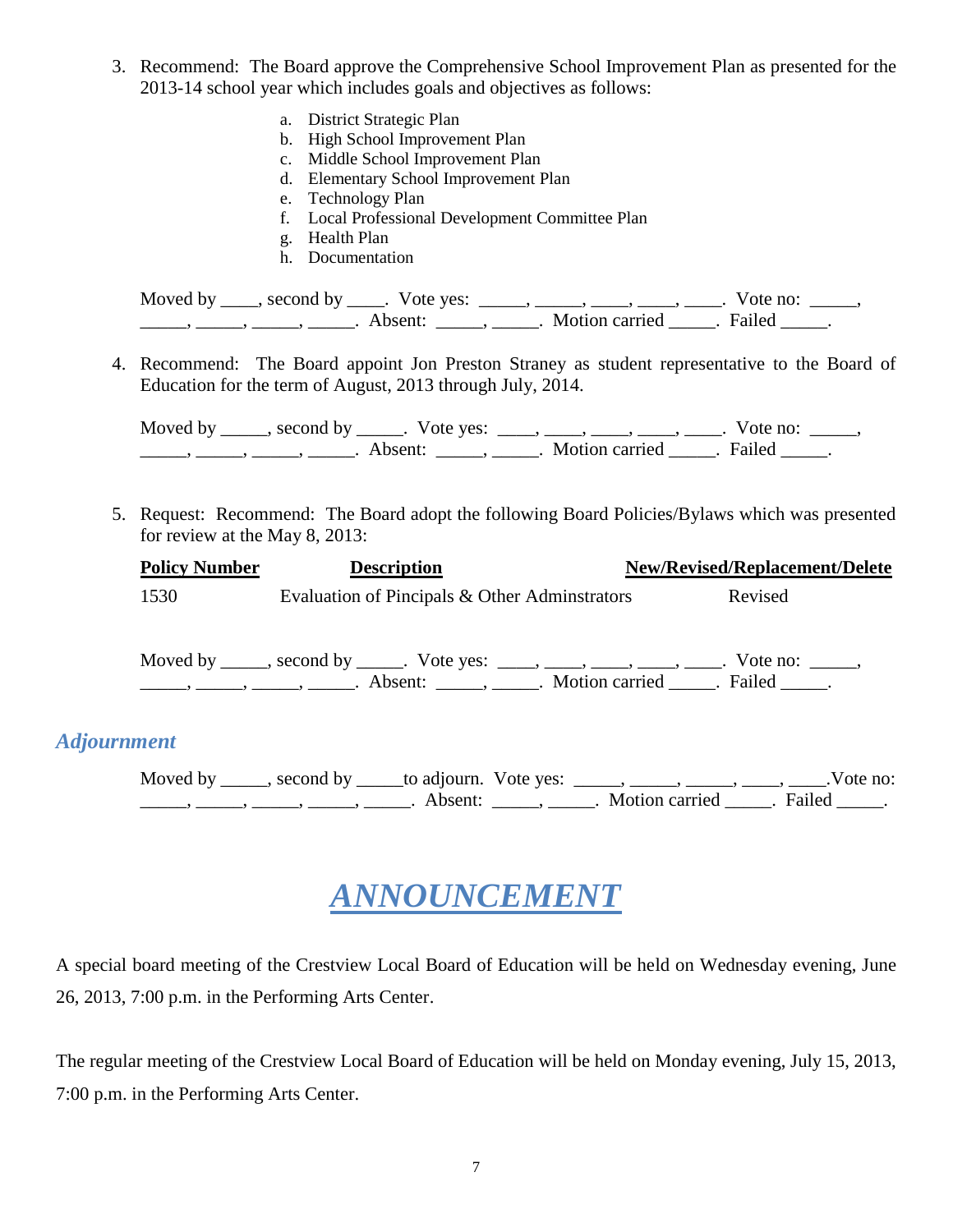3. Recommend: The Board approve the Comprehensive School Improvement Plan as presented for the 2013-14 school year which includes goals and objectives as follows:

    a. District Strategic Plan
    b. High School Improvement Plan
    c. Middle School Improvement Plan
    d. Elementary School Improvement Plan
    e. Technology Plan
    f. Local Professional Development Committee Plan
    g. Health Plan
    h. Documentation

    Moved by ____, second by ____. Vote yes: _____, _____, ____, ____, ____. Vote no: _____, _____, _____, _____, _____. Absent: _____, _____. Motion carried _____. Failed _____.

4. Recommend: The Board appoint Jon Preston Straney as student representative to the Board of Education for the term of August, 2013 through July, 2014.

    Moved by _____, second by _____. Vote yes: ____, ____, ____, ____, ____. Vote no: _____, _____, _____, _____, _____. Absent: _____, _____. Motion carried _____. Failed _____.

5. Request: Recommend: The Board adopt the following Board Policies/Bylaws which was presented for review at the May 8, 2013:

| **Policy Number** | **Description** | **New/Revised/Replacement/Delete** |
|---|---|---|
| 1530 | Evaluation of Pincipals & Other Adminstrators | Revised |

    Moved by _____, second by _____. Vote yes: ____, ____, ____, ____, ____. Vote no: _____, _____, _____, _____, _____. Absent: _____, _____. Motion carried _____. Failed _____.

## *Adjournment*

Moved by _____, second by _____to adjourn. Vote yes: _____, _____, _____, ____, ____.Vote no: _____, _____, _____, _____, _____. Absent: _____, _____. Motion carried _____. Failed _____.

# *ANNOUNCEMENT*

A special board meeting of the Crestview Local Board of Education will be held on Wednesday evening, June 26, 2013, 7:00 p.m. in the Performing Arts Center.

The regular meeting of the Crestview Local Board of Education will be held on Monday evening, July 15, 2013, 7:00 p.m. in the Performing Arts Center.